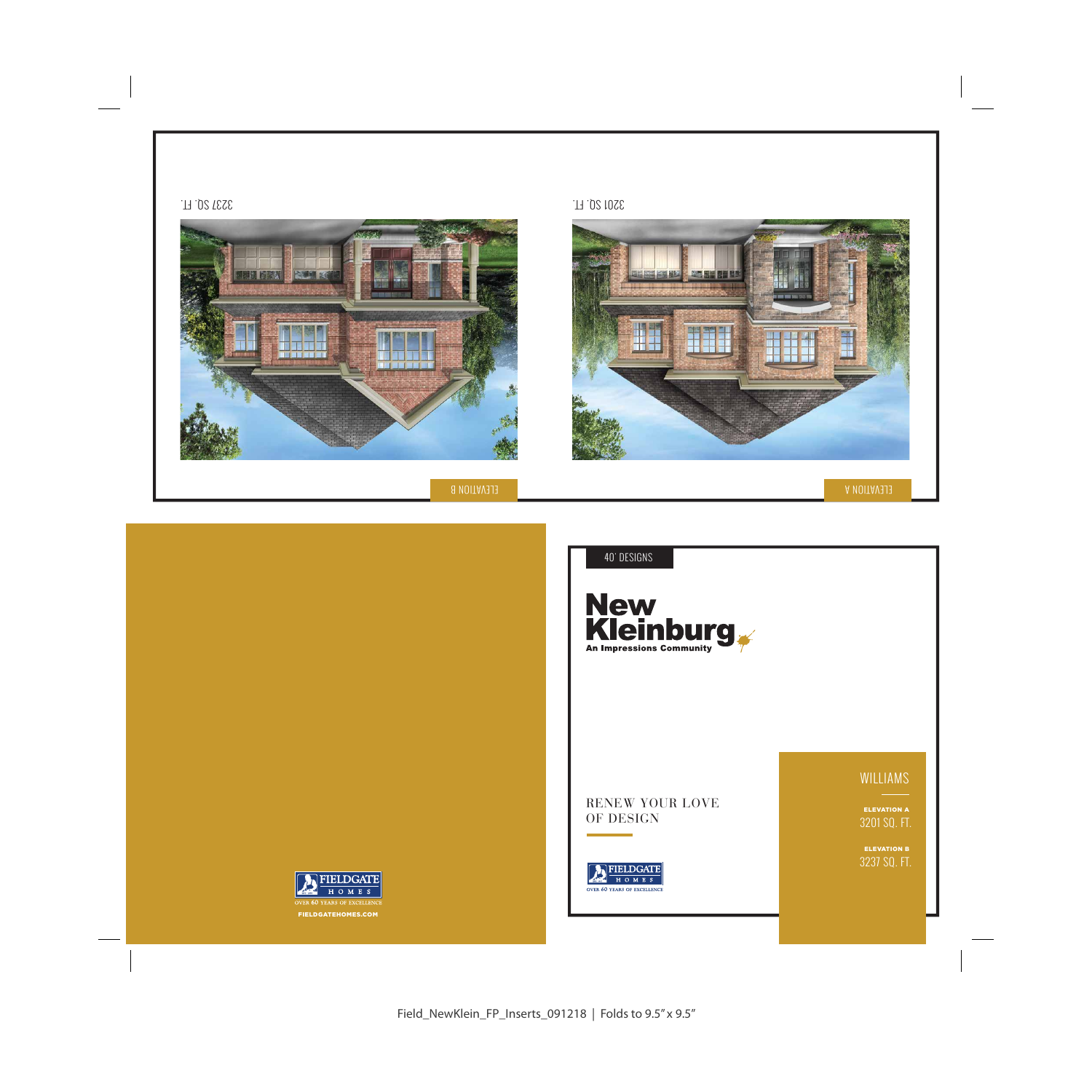3237 SQ. FT.

ELEVATION B

3201 SQ. FT.

ELEVATION A

FIELDGATE HOMES

OVER 60 YEARS OF EXCELLENCE

FIELDGATEHOMES.COM

40' DESIGNS

# New Kleinburg

An Impressions Community

RENEW YOUR LOVE OF DESIGN

FIELDGATE HOMES

OVER 60 YEARS OF EXCELLENCE

## WILLIAMS

**ELEVATION A**

3201 SQ. FT.

**ELEVATION B**

3237 SQ. FT.

Field_NewKlein_FP_Inserts_091218 | Folds to 9.5" x 9.5"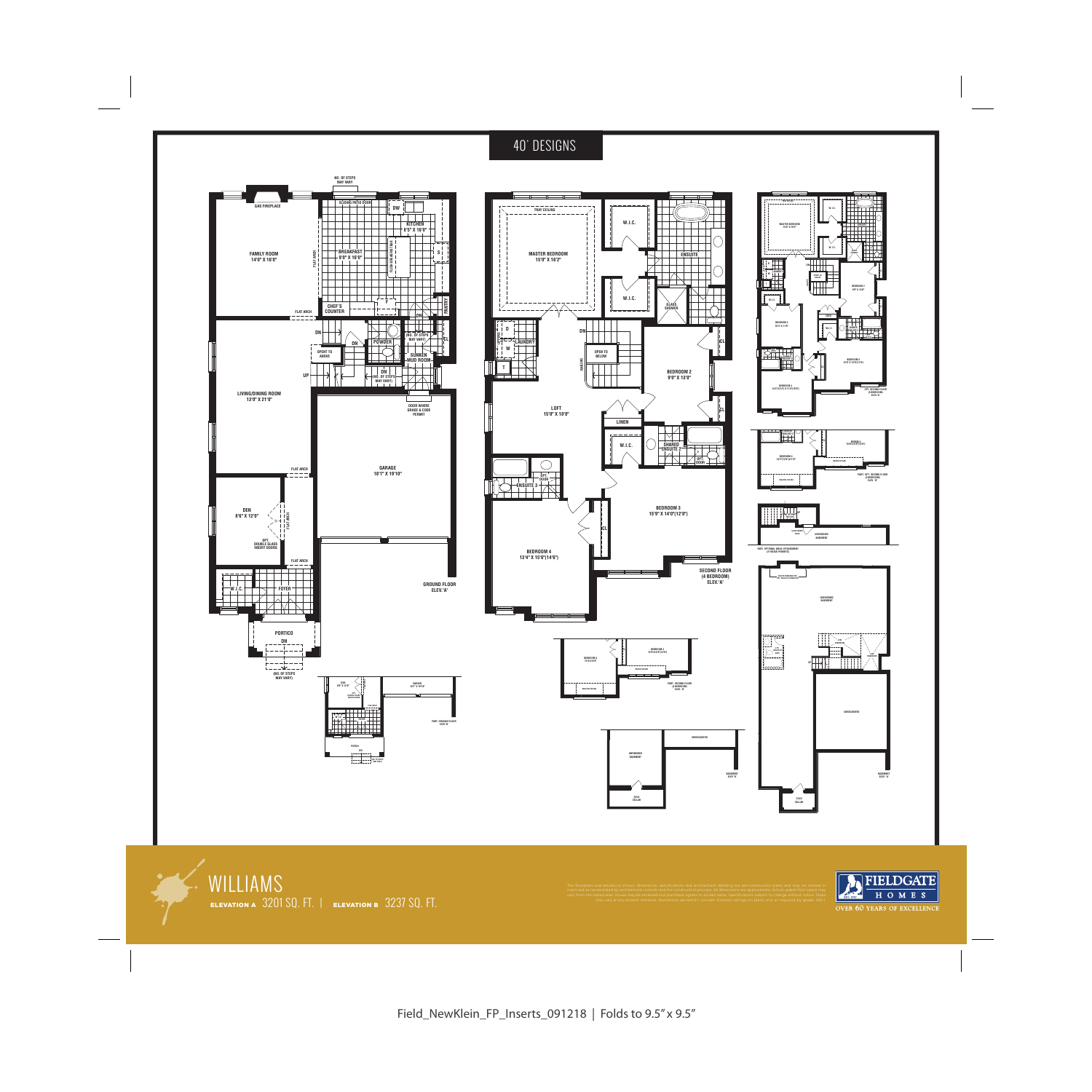## 40' DESIGNS

GAS FIREPLACE

NO. OF STEPS MAY VARY

SLIDING PATIO DOOR

DW

KITCHEN 8'5" X 16'0"

FAMILY ROOM 14'0" X 16'0"

FLAT ARCH

BREAKFAST 9'0" X 16'0"

FLUSH BREAKFAST BAR

S

F

CHEF'S COUNTER

PANTRY

FLAT ARCH

DN

DN

POWDER

NO. OF STEPS MAY VARY

CL

OPEN TO ABOVE

SUNKEN MUD ROOM

UP

DN (NO. OF STEPS MAY VARY)

LIVING/DINING ROOM 13'0" X 21'0"

DOOR WHERE GRADE & CODE PERMIT

FLAT ARCH

GARAGE 18'1" X 19'10"

DEN 8'6" X 12'0"

FLAT ARCH

OPT. DOUBLE GLASS INSERT DOORS

FLAT ARCH

W.I.C.

FOYER

GROUND FLOOR ELEV.'A'

PORTICO

DN

(NO. OF STEPS MAY VARY)

PART. GROUND FLOOR ELEV. 'B'

TRAY CEILING

MASTER BEDROOM 15'0" X 16'2"

W.I.C.

ENSUITE

W.I.C.

GLASS SHOWER

D

LAUNDRY

W

DN

T

OPEN TO BELOW

CL

BEDROOM 2 9'0" X 13'0"

LOFT 15'0" X 10'0"

CL

LINEN

W.I.C.

SHARED ENSUITE 2

OPT. DOOR

OPT. DOOR

ENSUITE 3

BEDROOM 3 15'9" X 14'0"(12'0")

CL

BEDROOM 4 13'4" X 15'6"(14'6")

SECOND FLOOR (4 BEDROOM) ELEV.'A'

PART. SECOND FLOOR (4 BEDROOM) ELEV. 'B'

UNFINISHED BASEMENT

UNEXCAVATED

COLD CELLAR

BASEMENT ELEV. 'B'

OPT. SECOND FLOOR (5 BEDROOM) ELEV. 'A'

PART. OPT. SECOND FLOOR (5 BEDROOM) ELEV. 'B'

PART. OPTIONAL WALK-UP BASEMENT (IF GRADE PERMITS)

UNFINISHED BASEMENT

UNFINISHED BASEMENT

UNEXCAVATED

COLD CELLAR

BASEMENT ELEV. 'A'

# WILLIAMS

**ELEVATION A** 3201 SQ. FT. | **ELEVATION B** 3237 SQ. FT.

FIELDGATE HOMES

OVER 60 YEARS OF EXCELLENCE